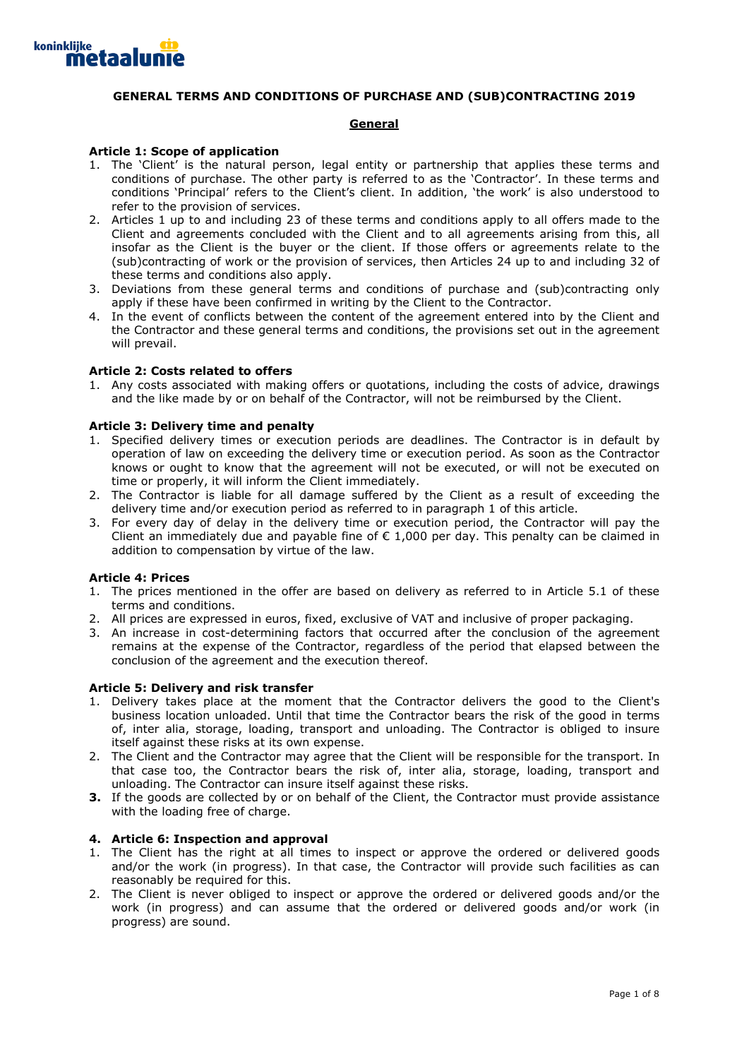# GENERAL TERMS AND CONDITIONS OF PURCHASE AND (SUB)CONTRACTING 2019

## General

### Article 1: Scope of application

1. The 'Client' is the natural person, legal entity or partnership that applies these terms and conditions of purchase. The other party is referred to as the 'Contractor'. In these terms and conditions 'Principal' refers to the Client's client. In addition, 'the work' is also understood to refer to the provision of services.
2. Articles 1 up to and including 23 of these terms and conditions apply to all offers made to the Client and agreements concluded with the Client and to all agreements arising from this, all insofar as the Client is the buyer or the client. If those offers or agreements relate to the (sub)contracting of work or the provision of services, then Articles 24 up to and including 32 of these terms and conditions also apply.
3. Deviations from these general terms and conditions of purchase and (sub)contracting only apply if these have been confirmed in writing by the Client to the Contractor.
4. In the event of conflicts between the content of the agreement entered into by the Client and the Contractor and these general terms and conditions, the provisions set out in the agreement will prevail.

### Article 2: Costs related to offers

1. Any costs associated with making offers or quotations, including the costs of advice, drawings and the like made by or on behalf of the Contractor, will not be reimbursed by the Client.

### Article 3: Delivery time and penalty

1. Specified delivery times or execution periods are deadlines. The Contractor is in default by operation of law on exceeding the delivery time or execution period. As soon as the Contractor knows or ought to know that the agreement will not be executed, or will not be executed on time or properly, it will inform the Client immediately.
2. The Contractor is liable for all damage suffered by the Client as a result of exceeding the delivery time and/or execution period as referred to in paragraph 1 of this article.
3. For every day of delay in the delivery time or execution period, the Contractor will pay the Client an immediately due and payable fine of € 1,000 per day. This penalty can be claimed in addition to compensation by virtue of the law.

### Article 4: Prices

1. The prices mentioned in the offer are based on delivery as referred to in Article 5.1 of these terms and conditions.
2. All prices are expressed in euros, fixed, exclusive of VAT and inclusive of proper packaging.
3. An increase in cost-determining factors that occurred after the conclusion of the agreement remains at the expense of the Contractor, regardless of the period that elapsed between the conclusion of the agreement and the execution thereof.

### Article 5: Delivery and risk transfer

1. Delivery takes place at the moment that the Contractor delivers the good to the Client's business location unloaded. Until that time the Contractor bears the risk of the good in terms of, inter alia, storage, loading, transport and unloading. The Contractor is obliged to insure itself against these risks at its own expense.
2. The Client and the Contractor may agree that the Client will be responsible for the transport. In that case too, the Contractor bears the risk of, inter alia, storage, loading, transport and unloading. The Contractor can insure itself against these risks.
3. If the goods are collected by or on behalf of the Client, the Contractor must provide assistance with the loading free of charge.

### Article 6: Inspection and approval

1. The Client has the right at all times to inspect or approve the ordered or delivered goods and/or the work (in progress). In that case, the Contractor will provide such facilities as can reasonably be required for this.
2. The Client is never obliged to inspect or approve the ordered or delivered goods and/or the work (in progress) and can assume that the ordered or delivered goods and/or work (in progress) are sound.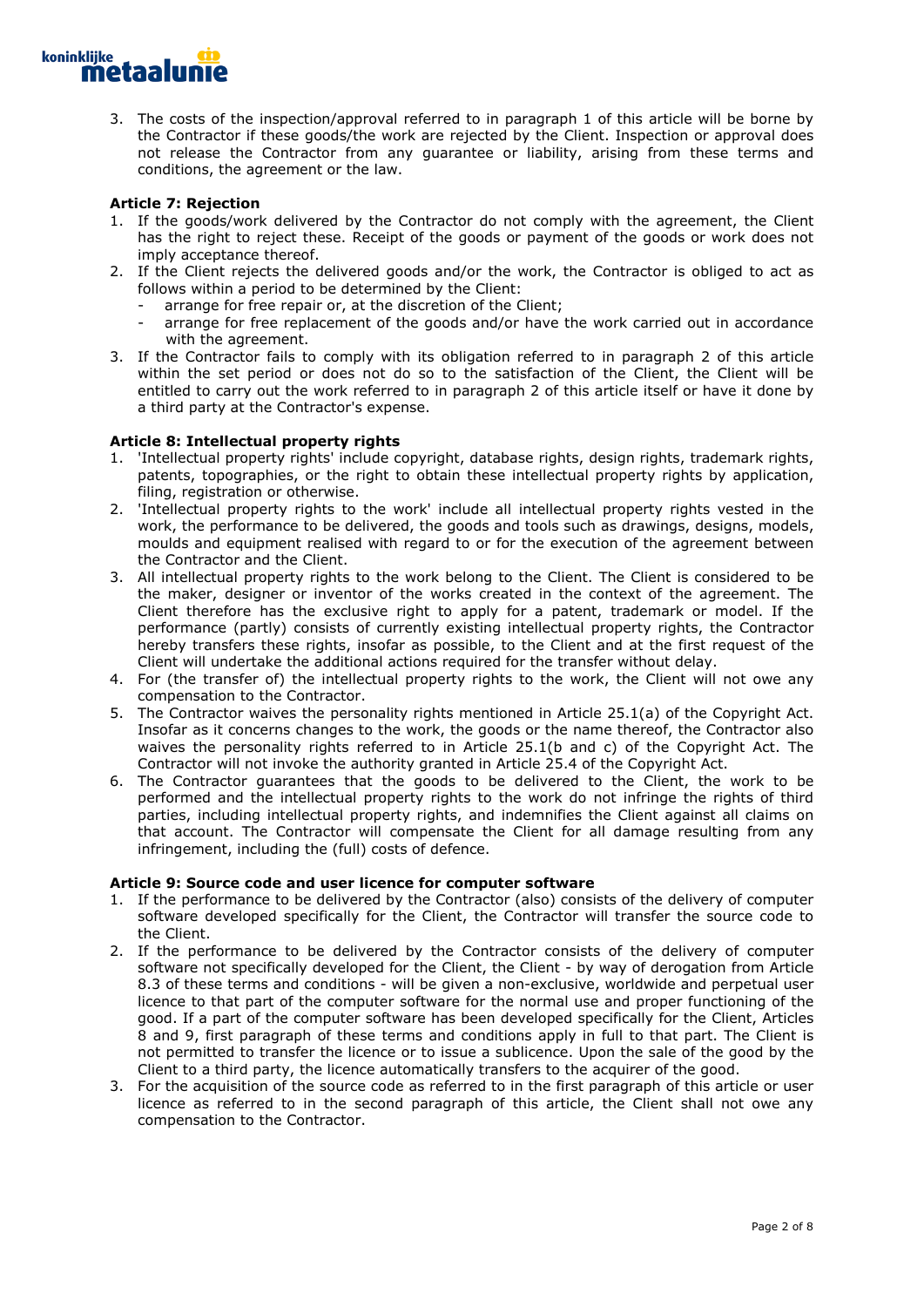3. The costs of the inspection/approval referred to in paragraph 1 of this article will be borne by the Contractor if these goods/the work are rejected by the Client. Inspection or approval does not release the Contractor from any guarantee or liability, arising from these terms and conditions, the agreement or the law.

**Article 7: Rejection**

1. If the goods/work delivered by the Contractor do not comply with the agreement, the Client has the right to reject these. Receipt of the goods or payment of the goods or work does not imply acceptance thereof.
2. If the Client rejects the delivered goods and/or the work, the Contractor is obliged to act as follows within a period to be determined by the Client:
   - arrange for free repair or, at the discretion of the Client;
   - arrange for free replacement of the goods and/or have the work carried out in accordance with the agreement.
3. If the Contractor fails to comply with its obligation referred to in paragraph 2 of this article within the set period or does not do so to the satisfaction of the Client, the Client will be entitled to carry out the work referred to in paragraph 2 of this article itself or have it done by a third party at the Contractor's expense.

**Article 8: Intellectual property rights**

1. 'Intellectual property rights' include copyright, database rights, design rights, trademark rights, patents, topographies, or the right to obtain these intellectual property rights by application, filing, registration or otherwise.
2. 'Intellectual property rights to the work' include all intellectual property rights vested in the work, the performance to be delivered, the goods and tools such as drawings, designs, models, moulds and equipment realised with regard to or for the execution of the agreement between the Contractor and the Client.
3. All intellectual property rights to the work belong to the Client. The Client is considered to be the maker, designer or inventor of the works created in the context of the agreement. The Client therefore has the exclusive right to apply for a patent, trademark or model. If the performance (partly) consists of currently existing intellectual property rights, the Contractor hereby transfers these rights, insofar as possible, to the Client and at the first request of the Client will undertake the additional actions required for the transfer without delay.
4. For (the transfer of) the intellectual property rights to the work, the Client will not owe any compensation to the Contractor.
5. The Contractor waives the personality rights mentioned in Article 25.1(a) of the Copyright Act. Insofar as it concerns changes to the work, the goods or the name thereof, the Contractor also waives the personality rights referred to in Article 25.1(b and c) of the Copyright Act. The Contractor will not invoke the authority granted in Article 25.4 of the Copyright Act.
6. The Contractor guarantees that the goods to be delivered to the Client, the work to be performed and the intellectual property rights to the work do not infringe the rights of third parties, including intellectual property rights, and indemnifies the Client against all claims on that account. The Contractor will compensate the Client for all damage resulting from any infringement, including the (full) costs of defence.

**Article 9: Source code and user licence for computer software**

1. If the performance to be delivered by the Contractor (also) consists of the delivery of computer software developed specifically for the Client, the Contractor will transfer the source code to the Client.
2. If the performance to be delivered by the Contractor consists of the delivery of computer software not specifically developed for the Client, the Client - by way of derogation from Article 8.3 of these terms and conditions - will be given a non-exclusive, worldwide and perpetual user licence to that part of the computer software for the normal use and proper functioning of the good. If a part of the computer software has been developed specifically for the Client, Articles 8 and 9, first paragraph of these terms and conditions apply in full to that part. The Client is not permitted to transfer the licence or to issue a sublicence. Upon the sale of the good by the Client to a third party, the licence automatically transfers to the acquirer of the good.
3. For the acquisition of the source code as referred to in the first paragraph of this article or user licence as referred to in the second paragraph of this article, the Client shall not owe any compensation to the Contractor.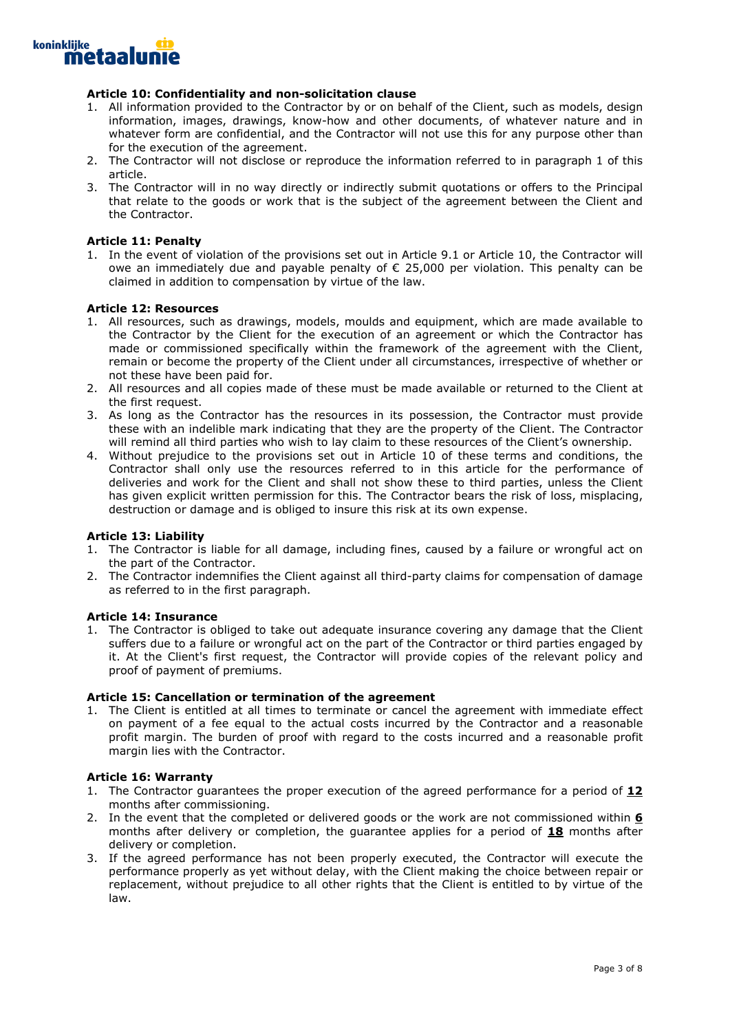**Article 10: Confidentiality and non-solicitation clause**

1. All information provided to the Contractor by or on behalf of the Client, such as models, design information, images, drawings, know-how and other documents, of whatever nature and in whatever form are confidential, and the Contractor will not use this for any purpose other than for the execution of the agreement.
2. The Contractor will not disclose or reproduce the information referred to in paragraph 1 of this article.
3. The Contractor will in no way directly or indirectly submit quotations or offers to the Principal that relate to the goods or work that is the subject of the agreement between the Client and the Contractor.

**Article 11: Penalty**

1. In the event of violation of the provisions set out in Article 9.1 or Article 10, the Contractor will owe an immediately due and payable penalty of € 25,000 per violation. This penalty can be claimed in addition to compensation by virtue of the law.

**Article 12: Resources**

1. All resources, such as drawings, models, moulds and equipment, which are made available to the Contractor by the Client for the execution of an agreement or which the Contractor has made or commissioned specifically within the framework of the agreement with the Client, remain or become the property of the Client under all circumstances, irrespective of whether or not these have been paid for.
2. All resources and all copies made of these must be made available or returned to the Client at the first request.
3. As long as the Contractor has the resources in its possession, the Contractor must provide these with an indelible mark indicating that they are the property of the Client. The Contractor will remind all third parties who wish to lay claim to these resources of the Client's ownership.
4. Without prejudice to the provisions set out in Article 10 of these terms and conditions, the Contractor shall only use the resources referred to in this article for the performance of deliveries and work for the Client and shall not show these to third parties, unless the Client has given explicit written permission for this. The Contractor bears the risk of loss, misplacing, destruction or damage and is obliged to insure this risk at its own expense.

**Article 13: Liability**

1. The Contractor is liable for all damage, including fines, caused by a failure or wrongful act on the part of the Contractor.
2. The Contractor indemnifies the Client against all third-party claims for compensation of damage as referred to in the first paragraph.

**Article 14: Insurance**

1. The Contractor is obliged to take out adequate insurance covering any damage that the Client suffers due to a failure or wrongful act on the part of the Contractor or third parties engaged by it. At the Client's first request, the Contractor will provide copies of the relevant policy and proof of payment of premiums.

**Article 15: Cancellation or termination of the agreement**

1. The Client is entitled at all times to terminate or cancel the agreement with immediate effect on payment of a fee equal to the actual costs incurred by the Contractor and a reasonable profit margin. The burden of proof with regard to the costs incurred and a reasonable profit margin lies with the Contractor.

**Article 16: Warranty**

1. The Contractor guarantees the proper execution of the agreed performance for a period of **12** months after commissioning.
2. In the event that the completed or delivered goods or the work are not commissioned within **6** months after delivery or completion, the guarantee applies for a period of **18** months after delivery or completion.
3. If the agreed performance has not been properly executed, the Contractor will execute the performance properly as yet without delay, with the Client making the choice between repair or replacement, without prejudice to all other rights that the Client is entitled to by virtue of the law.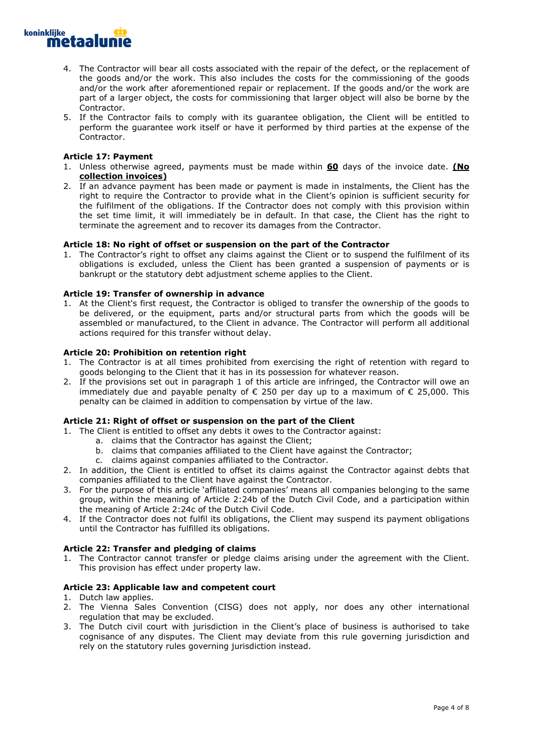4. The Contractor will bear all costs associated with the repair of the defect, or the replacement of the goods and/or the work. This also includes the costs for the commissioning of the goods and/or the work after aforementioned repair or replacement. If the goods and/or the work are part of a larger object, the costs for commissioning that larger object will also be borne by the Contractor.
5. If the Contractor fails to comply with its guarantee obligation, the Client will be entitled to perform the guarantee work itself or have it performed by third parties at the expense of the Contractor.

**Article 17: Payment**

1. Unless otherwise agreed, payments must be made within **<u>60</u>** days of the invoice date. **<u>(No collection invoices)</u>**
2. If an advance payment has been made or payment is made in instalments, the Client has the right to require the Contractor to provide what in the Client's opinion is sufficient security for the fulfilment of the obligations. If the Contractor does not comply with this provision within the set time limit, it will immediately be in default. In that case, the Client has the right to terminate the agreement and to recover its damages from the Contractor.

**Article 18: No right of offset or suspension on the part of the Contractor**

1. The Contractor's right to offset any claims against the Client or to suspend the fulfilment of its obligations is excluded, unless the Client has been granted a suspension of payments or is bankrupt or the statutory debt adjustment scheme applies to the Client.

**Article 19: Transfer of ownership in advance**

1. At the Client's first request, the Contractor is obliged to transfer the ownership of the goods to be delivered, or the equipment, parts and/or structural parts from which the goods will be assembled or manufactured, to the Client in advance. The Contractor will perform all additional actions required for this transfer without delay.

**Article 20: Prohibition on retention right**

1. The Contractor is at all times prohibited from exercising the right of retention with regard to goods belonging to the Client that it has in its possession for whatever reason.
2. If the provisions set out in paragraph 1 of this article are infringed, the Contractor will owe an immediately due and payable penalty of € 250 per day up to a maximum of € 25,000. This penalty can be claimed in addition to compensation by virtue of the law.

**Article 21: Right of offset or suspension on the part of the Client**

1. The Client is entitled to offset any debts it owes to the Contractor against:
   a. claims that the Contractor has against the Client;
   b. claims that companies affiliated to the Client have against the Contractor;
   c. claims against companies affiliated to the Contractor.
2. In addition, the Client is entitled to offset its claims against the Contractor against debts that companies affiliated to the Client have against the Contractor.
3. For the purpose of this article 'affiliated companies' means all companies belonging to the same group, within the meaning of Article 2:24b of the Dutch Civil Code, and a participation within the meaning of Article 2:24c of the Dutch Civil Code.
4. If the Contractor does not fulfil its obligations, the Client may suspend its payment obligations until the Contractor has fulfilled its obligations.

**Article 22: Transfer and pledging of claims**

1. The Contractor cannot transfer or pledge claims arising under the agreement with the Client. This provision has effect under property law.

**Article 23: Applicable law and competent court**

1. Dutch law applies.
2. The Vienna Sales Convention (CISG) does not apply, nor does any other international regulation that may be excluded.
3. The Dutch civil court with jurisdiction in the Client's place of business is authorised to take cognisance of any disputes. The Client may deviate from this rule governing jurisdiction and rely on the statutory rules governing jurisdiction instead.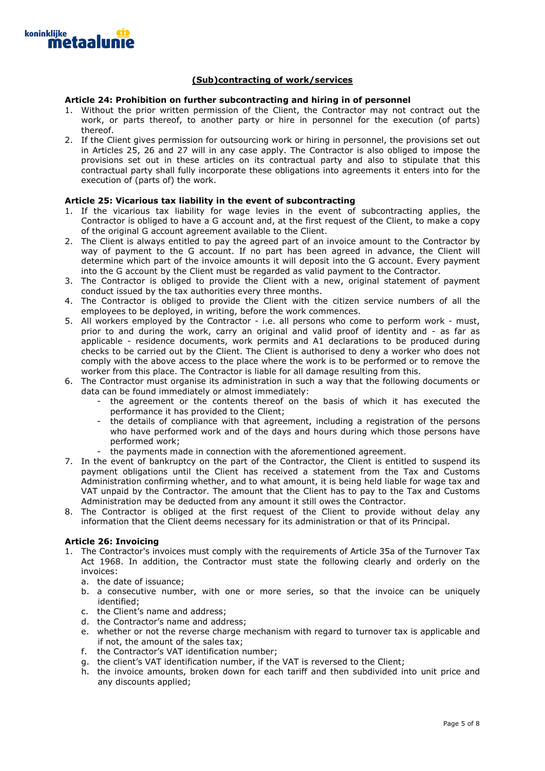## (Sub)contracting of work/services

### Article 24: Prohibition on further subcontracting and hiring in of personnel

1. Without the prior written permission of the Client, the Contractor may not contract out the work, or parts thereof, to another party or hire in personnel for the execution (of parts) thereof.
2. If the Client gives permission for outsourcing work or hiring in personnel, the provisions set out in Articles 25, 26 and 27 will in any case apply. The Contractor is also obliged to impose the provisions set out in these articles on its contractual party and also to stipulate that this contractual party shall fully incorporate these obligations into agreements it enters into for the execution of (parts of) the work.

### Article 25: Vicarious tax liability in the event of subcontracting

1. If the vicarious tax liability for wage levies in the event of subcontracting applies, the Contractor is obliged to have a G account and, at the first request of the Client, to make a copy of the original G account agreement available to the Client.
2. The Client is always entitled to pay the agreed part of an invoice amount to the Contractor by way of payment to the G account. If no part has been agreed in advance, the Client will determine which part of the invoice amounts it will deposit into the G account. Every payment into the G account by the Client must be regarded as valid payment to the Contractor.
3. The Contractor is obliged to provide the Client with a new, original statement of payment conduct issued by the tax authorities every three months.
4. The Contractor is obliged to provide the Client with the citizen service numbers of all the employees to be deployed, in writing, before the work commences.
5. All workers employed by the Contractor - i.e. all persons who come to perform work - must, prior to and during the work, carry an original and valid proof of identity and - as far as applicable - residence documents, work permits and A1 declarations to be produced during checks to be carried out by the Client. The Client is authorised to deny a worker who does not comply with the above access to the place where the work is to be performed or to remove the worker from this place. The Contractor is liable for all damage resulting from this.
6. The Contractor must organise its administration in such a way that the following documents or data can be found immediately or almost immediately:
   - the agreement or the contents thereof on the basis of which it has executed the performance it has provided to the Client;
   - the details of compliance with that agreement, including a registration of the persons who have performed work and of the days and hours during which those persons have performed work;
   - the payments made in connection with the aforementioned agreement.
7. In the event of bankruptcy on the part of the Contractor, the Client is entitled to suspend its payment obligations until the Client has received a statement from the Tax and Customs Administration confirming whether, and to what amount, it is being held liable for wage tax and VAT unpaid by the Contractor. The amount that the Client has to pay to the Tax and Customs Administration may be deducted from any amount it still owes the Contractor.
8. The Contractor is obliged at the first request of the Client to provide without delay any information that the Client deems necessary for its administration or that of its Principal.

### Article 26: Invoicing

1. The Contractor's invoices must comply with the requirements of Article 35a of the Turnover Tax Act 1968. In addition, the Contractor must state the following clearly and orderly on the invoices:
   a. the date of issuance;
   b. a consecutive number, with one or more series, so that the invoice can be uniquely identified;
   c. the Client's name and address;
   d. the Contractor's name and address;
   e. whether or not the reverse charge mechanism with regard to turnover tax is applicable and if not, the amount of the sales tax;
   f. the Contractor's VAT identification number;
   g. the client's VAT identification number, if the VAT is reversed to the Client;
   h. the invoice amounts, broken down for each tariff and then subdivided into unit price and any discounts applied;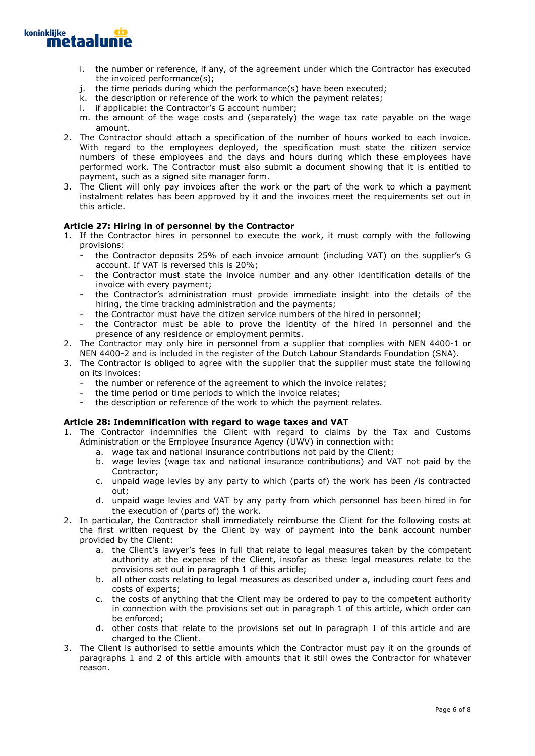i. the number or reference, if any, of the agreement under which the Contractor has executed the invoiced performance(s);
j. the time periods during which the performance(s) have been executed;
k. the description or reference of the work to which the payment relates;
l. if applicable: the Contractor's G account number;
m. the amount of the wage costs and (separately) the wage tax rate payable on the wage amount.

2. The Contractor should attach a specification of the number of hours worked to each invoice. With regard to the employees deployed, the specification must state the citizen service numbers of these employees and the days and hours during which these employees have performed work. The Contractor must also submit a document showing that it is entitled to payment, such as a signed site manager form.
3. The Client will only pay invoices after the work or the part of the work to which a payment instalment relates has been approved by it and the invoices meet the requirements set out in this article.

**Article 27: Hiring in of personnel by the Contractor**

1. If the Contractor hires in personnel to execute the work, it must comply with the following provisions:
   - the Contractor deposits 25% of each invoice amount (including VAT) on the supplier's G account. If VAT is reversed this is 20%;
   - the Contractor must state the invoice number and any other identification details of the invoice with every payment;
   - the Contractor's administration must provide immediate insight into the details of the hiring, the time tracking administration and the payments;
   - the Contractor must have the citizen service numbers of the hired in personnel;
   - the Contractor must be able to prove the identity of the hired in personnel and the presence of any residence or employment permits.
2. The Contractor may only hire in personnel from a supplier that complies with NEN 4400-1 or NEN 4400-2 and is included in the register of the Dutch Labour Standards Foundation (SNA).
3. The Contractor is obliged to agree with the supplier that the supplier must state the following on its invoices:
   - the number or reference of the agreement to which the invoice relates;
   - the time period or time periods to which the invoice relates;
   - the description or reference of the work to which the payment relates.

**Article 28: Indemnification with regard to wage taxes and VAT**

1. The Contractor indemnifies the Client with regard to claims by the Tax and Customs Administration or the Employee Insurance Agency (UWV) in connection with:
   a. wage tax and national insurance contributions not paid by the Client;
   b. wage levies (wage tax and national insurance contributions) and VAT not paid by the Contractor;
   c. unpaid wage levies by any party to which (parts of) the work has been /is contracted out;
   d. unpaid wage levies and VAT by any party from which personnel has been hired in for the execution of (parts of) the work.
2. In particular, the Contractor shall immediately reimburse the Client for the following costs at the first written request by the Client by way of payment into the bank account number provided by the Client:
   a. the Client's lawyer's fees in full that relate to legal measures taken by the competent authority at the expense of the Client, insofar as these legal measures relate to the provisions set out in paragraph 1 of this article;
   b. all other costs relating to legal measures as described under a, including court fees and costs of experts;
   c. the costs of anything that the Client may be ordered to pay to the competent authority in connection with the provisions set out in paragraph 1 of this article, which order can be enforced;
   d. other costs that relate to the provisions set out in paragraph 1 of this article and are charged to the Client.
3. The Client is authorised to settle amounts which the Contractor must pay it on the grounds of paragraphs 1 and 2 of this article with amounts that it still owes the Contractor for whatever reason.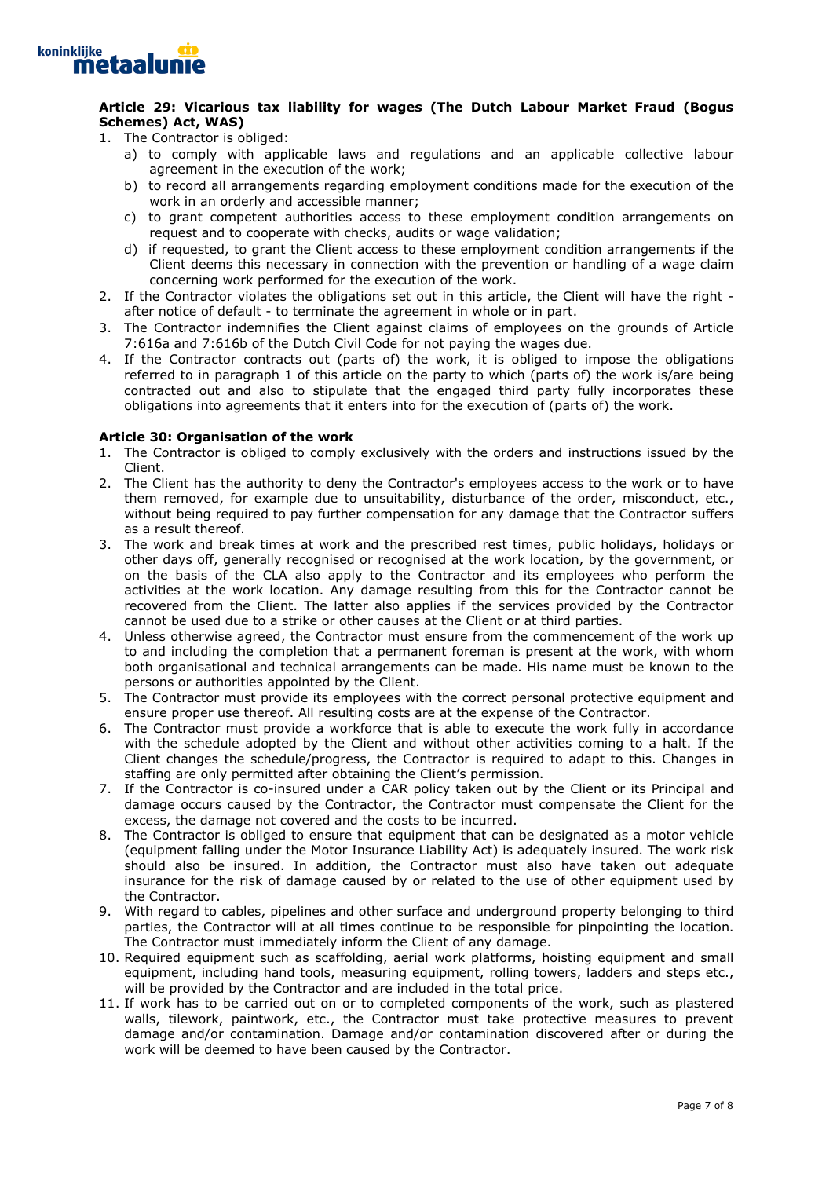**Article 29: Vicarious tax liability for wages (The Dutch Labour Market Fraud (Bogus Schemes) Act, WAS)**

1. The Contractor is obliged:
   a) to comply with applicable laws and regulations and an applicable collective labour agreement in the execution of the work;
   b) to record all arrangements regarding employment conditions made for the execution of the work in an orderly and accessible manner;
   c) to grant competent authorities access to these employment condition arrangements on request and to cooperate with checks, audits or wage validation;
   d) if requested, to grant the Client access to these employment condition arrangements if the Client deems this necessary in connection with the prevention or handling of a wage claim concerning work performed for the execution of the work.
2. If the Contractor violates the obligations set out in this article, the Client will have the right - after notice of default - to terminate the agreement in whole or in part.
3. The Contractor indemnifies the Client against claims of employees on the grounds of Article 7:616a and 7:616b of the Dutch Civil Code for not paying the wages due.
4. If the Contractor contracts out (parts of) the work, it is obliged to impose the obligations referred to in paragraph 1 of this article on the party to which (parts of) the work is/are being contracted out and also to stipulate that the engaged third party fully incorporates these obligations into agreements that it enters into for the execution of (parts of) the work.

**Article 30: Organisation of the work**

1. The Contractor is obliged to comply exclusively with the orders and instructions issued by the Client.
2. The Client has the authority to deny the Contractor's employees access to the work or to have them removed, for example due to unsuitability, disturbance of the order, misconduct, etc., without being required to pay further compensation for any damage that the Contractor suffers as a result thereof.
3. The work and break times at work and the prescribed rest times, public holidays, holidays or other days off, generally recognised or recognised at the work location, by the government, or on the basis of the CLA also apply to the Contractor and its employees who perform the activities at the work location. Any damage resulting from this for the Contractor cannot be recovered from the Client. The latter also applies if the services provided by the Contractor cannot be used due to a strike or other causes at the Client or at third parties.
4. Unless otherwise agreed, the Contractor must ensure from the commencement of the work up to and including the completion that a permanent foreman is present at the work, with whom both organisational and technical arrangements can be made. His name must be known to the persons or authorities appointed by the Client.
5. The Contractor must provide its employees with the correct personal protective equipment and ensure proper use thereof. All resulting costs are at the expense of the Contractor.
6. The Contractor must provide a workforce that is able to execute the work fully in accordance with the schedule adopted by the Client and without other activities coming to a halt. If the Client changes the schedule/progress, the Contractor is required to adapt to this. Changes in staffing are only permitted after obtaining the Client's permission.
7. If the Contractor is co-insured under a CAR policy taken out by the Client or its Principal and damage occurs caused by the Contractor, the Contractor must compensate the Client for the excess, the damage not covered and the costs to be incurred.
8. The Contractor is obliged to ensure that equipment that can be designated as a motor vehicle (equipment falling under the Motor Insurance Liability Act) is adequately insured. The work risk should also be insured. In addition, the Contractor must also have taken out adequate insurance for the risk of damage caused by or related to the use of other equipment used by the Contractor.
9. With regard to cables, pipelines and other surface and underground property belonging to third parties, the Contractor will at all times continue to be responsible for pinpointing the location. The Contractor must immediately inform the Client of any damage.
10. Required equipment such as scaffolding, aerial work platforms, hoisting equipment and small equipment, including hand tools, measuring equipment, rolling towers, ladders and steps etc., will be provided by the Contractor and are included in the total price.
11. If work has to be carried out on or to completed components of the work, such as plastered walls, tilework, paintwork, etc., the Contractor must take protective measures to prevent damage and/or contamination. Damage and/or contamination discovered after or during the work will be deemed to have been caused by the Contractor.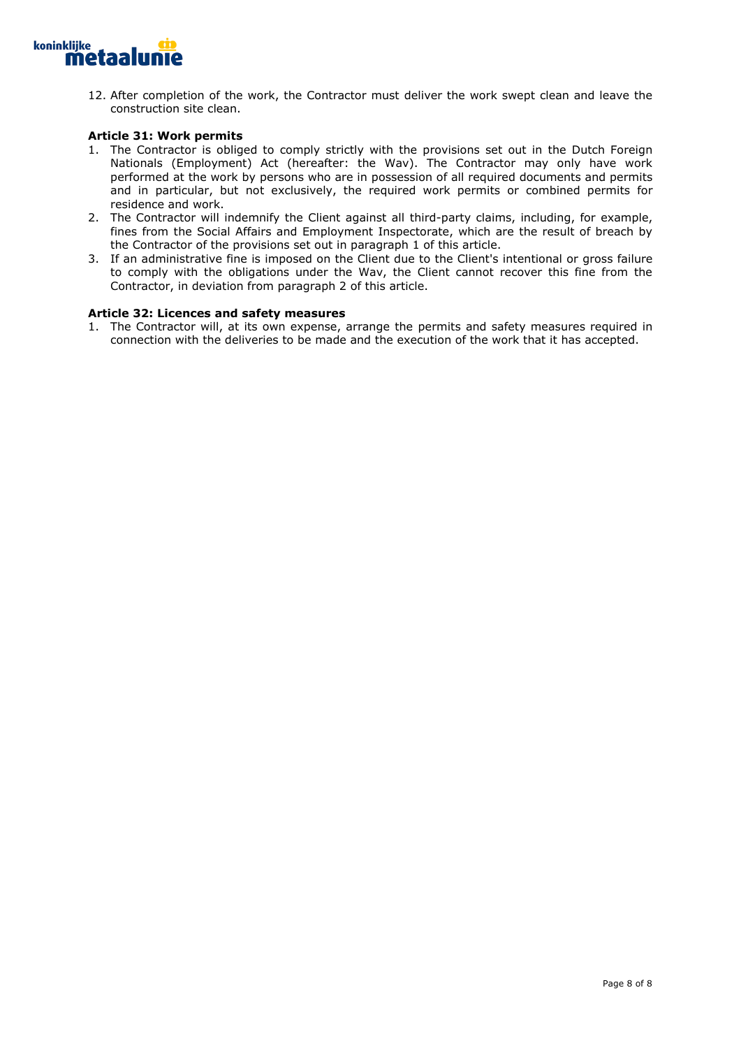12. After completion of the work, the Contractor must deliver the work swept clean and leave the construction site clean.

**Article 31: Work permits**

1. The Contractor is obliged to comply strictly with the provisions set out in the Dutch Foreign Nationals (Employment) Act (hereafter: the Wav). The Contractor may only have work performed at the work by persons who are in possession of all required documents and permits and in particular, but not exclusively, the required work permits or combined permits for residence and work.
2. The Contractor will indemnify the Client against all third-party claims, including, for example, fines from the Social Affairs and Employment Inspectorate, which are the result of breach by the Contractor of the provisions set out in paragraph 1 of this article.
3. If an administrative fine is imposed on the Client due to the Client's intentional or gross failure to comply with the obligations under the Wav, the Client cannot recover this fine from the Contractor, in deviation from paragraph 2 of this article.

**Article 32: Licences and safety measures**

1. The Contractor will, at its own expense, arrange the permits and safety measures required in connection with the deliveries to be made and the execution of the work that it has accepted.